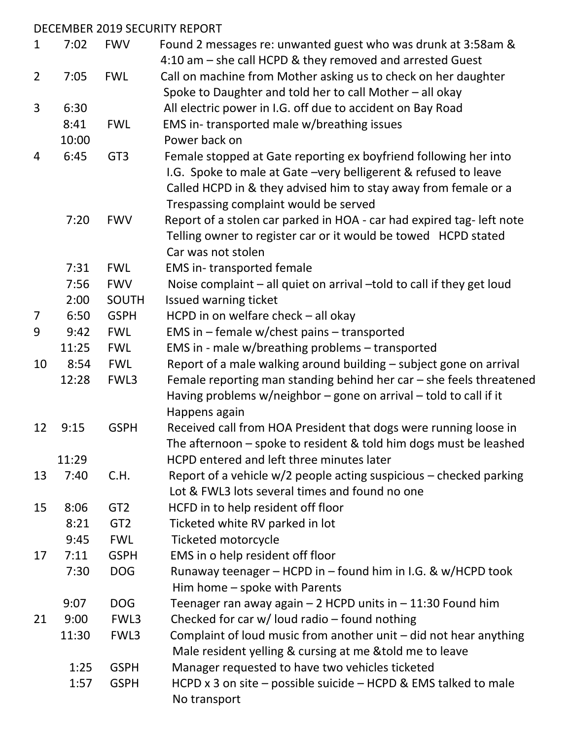DECEMBER 2019 SECURITY REPORT

| Day | Time | Location | Description |
|---|---|---|---|
| 1 | 7:02 | FWV | Found 2 messages re: unwanted guest who was drunk at 3:58am & 4:10 am – she call HCPD & they removed and arrested Guest |
| 2 | 7:05 | FWL | Call on machine from Mother asking us to check on her daughter Spoke to Daughter and told her to call Mother – all okay |
| 3 | 6:30 | | All electric power in I.G. off due to accident on Bay Road |
| | 8:41 | FWL | EMS in- transported male w/breathing issues |
| | 10:00 | | Power back on |
| 4 | 6:45 | GT3 | Female stopped at Gate reporting ex boyfriend following her into I.G. Spoke to male at Gate –very belligerent & refused to leave Called HCPD in & they advised him to stay away from female or a Trespassing complaint would be served |
| | 7:20 | FWV | Report of a stolen car parked in HOA - car had expired tag- left note Telling owner to register car or it would be towed HCPD stated Car was not stolen |
| | 7:31 | FWL | EMS in- transported female |
| | 7:56 | FWV | Noise complaint – all quiet on arrival –told to call if they get loud |
| | 2:00 | SOUTH | Issued warning ticket |
| 7 | 6:50 | GSPH | HCPD in on welfare check – all okay |
| 9 | 9:42 | FWL | EMS in – female w/chest pains – transported |
| | 11:25 | FWL | EMS in - male w/breathing problems – transported |
| 10 | 8:54 | FWL | Report of a male walking around building – subject gone on arrival |
| | 12:28 | FWL3 | Female reporting man standing behind her car – she feels threatened Having problems w/neighbor – gone on arrival – told to call if it Happens again |
| 12 | 9:15 | GSPH | Received call from HOA President that dogs were running loose in The afternoon – spoke to resident & told him dogs must be leashed |
| | 11:29 | | HCPD entered and left three minutes later |
| 13 | 7:40 | C.H. | Report of a vehicle w/2 people acting suspicious – checked parking Lot & FWL3 lots several times and found no one |
| 15 | 8:06 | GT2 | HCFD in to help resident off floor |
| | 8:21 | GT2 | Ticketed white RV parked in lot |
| | 9:45 | FWL | Ticketed motorcycle |
| 17 | 7:11 | GSPH | EMS in o help resident off floor |
| | 7:30 | DOG | Runaway teenager – HCPD in – found him in I.G. & w/HCPD took Him home – spoke with Parents |
| | 9:07 | DOG | Teenager ran away again – 2 HCPD units in – 11:30 Found him |
| 21 | 9:00 | FWL3 | Checked for car w/ loud radio – found nothing |
| | 11:30 | FWL3 | Complaint of loud music from another unit – did not hear anything Male resident yelling & cursing at me &told me to leave |
| | 1:25 | GSPH | Manager requested to have two vehicles ticketed |
| | 1:57 | GSPH | HCPD x 3 on site – possible suicide – HCPD & EMS talked to male No transport |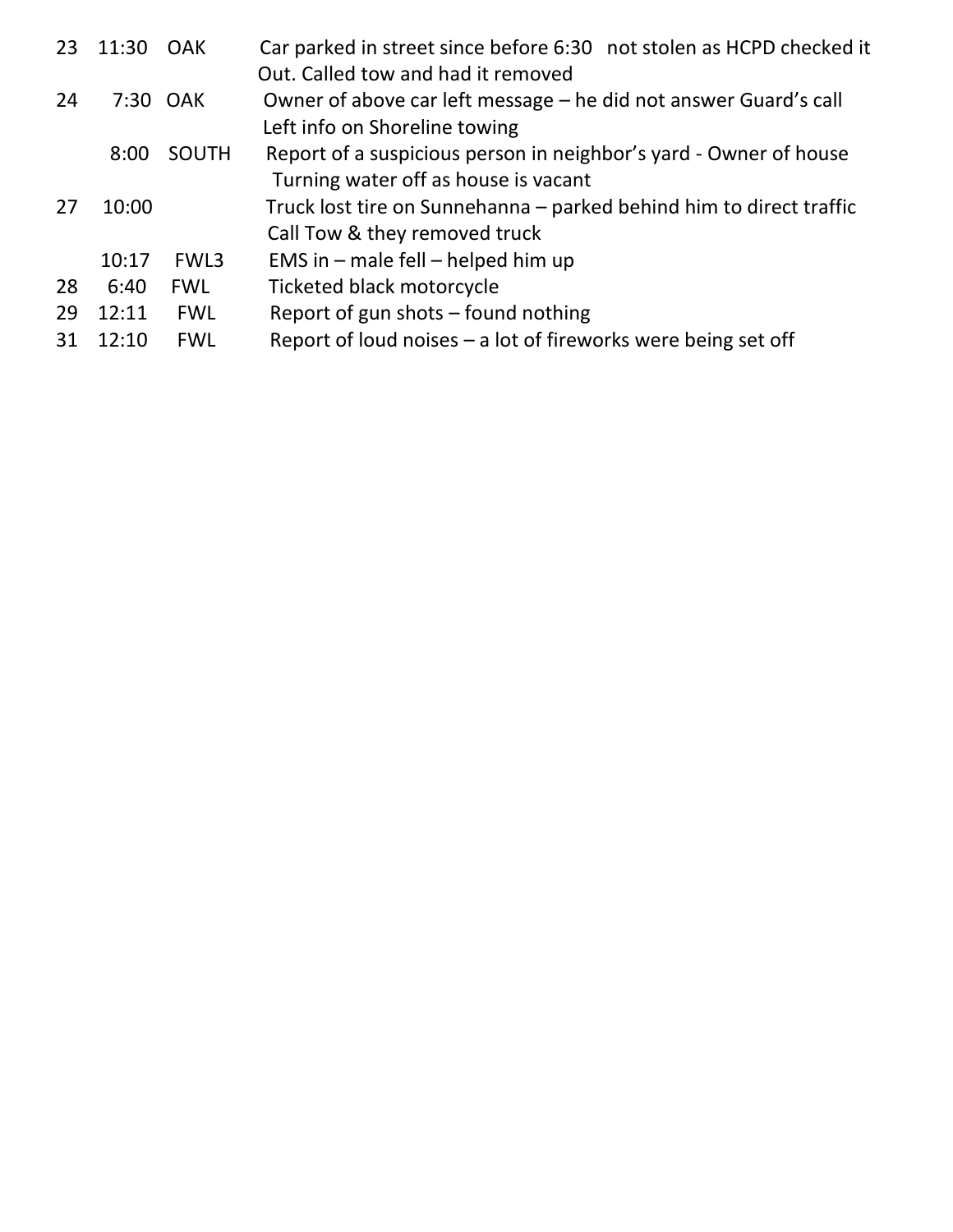| | | | |
|---|---|---|---|
| 23 | 11:30 | OAK | Car parked in street since before 6:30 not stolen as HCPD checked it Out. Called tow and had it removed |
| 24 | 7:30 | OAK | Owner of above car left message – he did not answer Guard's call Left info on Shoreline towing |
| | 8:00 | SOUTH | Report of a suspicious person in neighbor's yard - Owner of house Turning water off as house is vacant |
| 27 | 10:00 | | Truck lost tire on Sunnehanna – parked behind him to direct traffic Call Tow & they removed truck |
| | 10:17 | FWL3 | EMS in – male fell – helped him up |
| 28 | 6:40 | FWL | Ticketed black motorcycle |
| 29 | 12:11 | FWL | Report of gun shots – found nothing |
| 31 | 12:10 | FWL | Report of loud noises – a lot of fireworks were being set off |